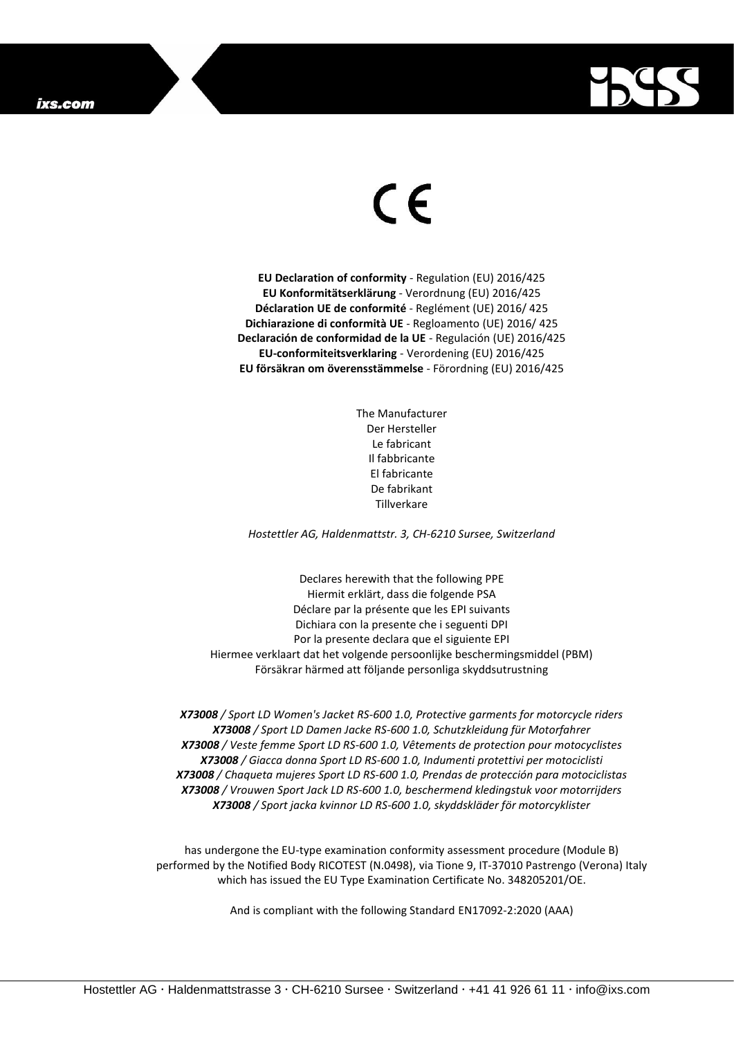CE

**EU Declaration of conformity** - Regulation (EU) 2016/425
**EU Konformitätserklärung** - Verordnung (EU) 2016/425
**Déclaration UE de conformité** - Reglément (UE) 2016/ 425
**Dichiarazione di conformità UE** - Regloamento (UE) 2016/ 425
**Declaración de conformidad de la UE** - Regulación (UE) 2016/425
**EU-conformiteitsverklaring** - Verordening (EU) 2016/425
**EU försäkran om överensstämmelse** - Förordning (EU) 2016/425

The Manufacturer
Der Hersteller
Le fabricant
Il fabbricante
El fabricante
De fabrikant
Tillverkare

*Hostettler AG, Haldenmattstr. 3, CH-6210 Sursee, Switzerland*

Declares herewith that the following PPE
Hiermit erklärt, dass die folgende PSA
Déclare par la présente que les EPI suivants
Dichiara con la presente che i seguenti DPI
Por la presente declara que el siguiente EPI
Hiermee verklaart dat het volgende persoonlijke beschermingsmiddel (PBM)
Försäkrar härmed att följande personliga skyddsutrustning

***X73008** / Sport LD Women's Jacket RS-600 1.0, Protective garments for motorcycle riders*
***X73008** / Sport LD Damen Jacke RS-600 1.0, Schutzkleidung für Motorfahrer*
***X73008** / Veste femme Sport LD RS-600 1.0, Vêtements de protection pour motocyclistes*
***X73008** / Giacca donna Sport LD RS-600 1.0, Indumenti protettivi per motociclisti*
***X73008** / Chaqueta mujeres Sport LD RS-600 1.0, Prendas de protección para motociclistas*
***X73008** / Vrouwen Sport Jack LD RS-600 1.0, beschermend kledingstuk voor motorrijders*
***X73008** / Sport jacka kvinnor LD RS-600 1.0, skyddskläder för motorcyklister*

has undergone the EU-type examination conformity assessment procedure (Module B) performed by the Notified Body RICOTEST (N.0498), via Tione 9, IT-37010 Pastrengo (Verona) Italy which has issued the EU Type Examination Certificate No. 348205201/OE.

And is compliant with the following Standard EN17092-2:2020 (AAA)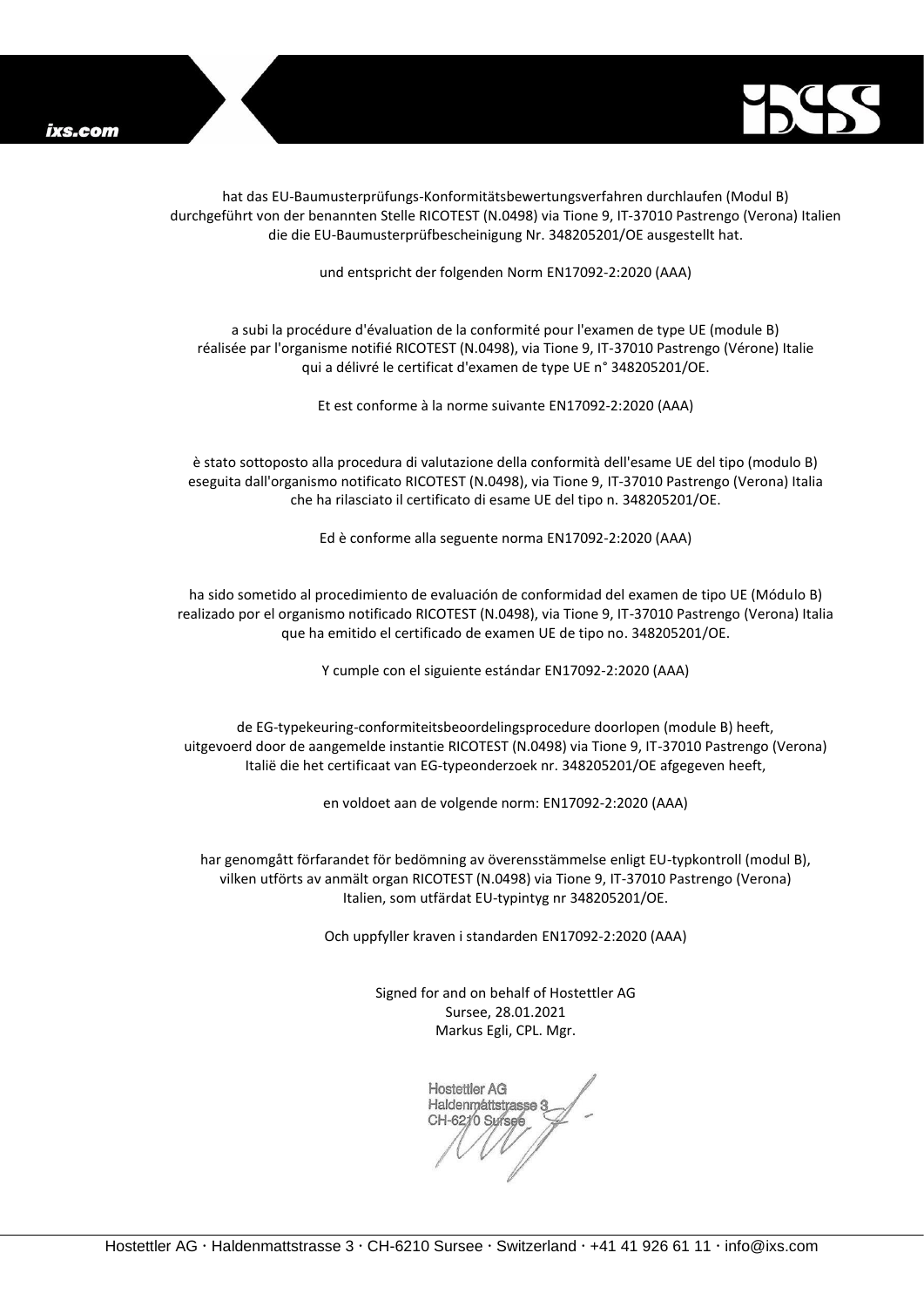hat das EU-Baumusterprüfungs-Konformitätsbewertungsverfahren durchlaufen (Modul B) durchgeführt von der benannten Stelle RICOTEST (N.0498) via Tione 9, IT-37010 Pastrengo (Verona) Italien die die EU-Baumusterprüfbescheinigung Nr. 348205201/OE ausgestellt hat.

und entspricht der folgenden Norm EN17092-2:2020 (AAA)

a subi la procédure d'évaluation de la conformité pour l'examen de type UE (module B) réalisée par l'organisme notifié RICOTEST (N.0498), via Tione 9, IT-37010 Pastrengo (Vérone) Italie qui a délivré le certificat d'examen de type UE n° 348205201/OE.

Et est conforme à la norme suivante EN17092-2:2020 (AAA)

è stato sottoposto alla procedura di valutazione della conformità dell'esame UE del tipo (modulo B) eseguita dall'organismo notificato RICOTEST (N.0498), via Tione 9, IT-37010 Pastrengo (Verona) Italia che ha rilasciato il certificato di esame UE del tipo n. 348205201/OE.

Ed è conforme alla seguente norma EN17092-2:2020 (AAA)

ha sido sometido al procedimiento de evaluación de conformidad del examen de tipo UE (Módulo B) realizado por el organismo notificado RICOTEST (N.0498), via Tione 9, IT-37010 Pastrengo (Verona) Italia que ha emitido el certificado de examen UE de tipo no. 348205201/OE.

Y cumple con el siguiente estándar EN17092-2:2020 (AAA)

de EG-typekeuring-conformiteitsbeoordelingsprocedure doorlopen (module B) heeft, uitgevoerd door de aangemelde instantie RICOTEST (N.0498) via Tione 9, IT-37010 Pastrengo (Verona) Italië die het certificaat van EG-typeonderzoek nr. 348205201/OE afgegeven heeft,

en voldoet aan de volgende norm: EN17092-2:2020 (AAA)

har genomgått förfarandet för bedömning av överensstämmelse enligt EU-typkontroll (modul B), vilken utförts av anmält organ RICOTEST (N.0498) via Tione 9, IT-37010 Pastrengo (Verona) Italien, som utfärdat EU-typintyg nr 348205201/OE.

Och uppfyller kraven i standarden EN17092-2:2020 (AAA)

Signed for and on behalf of Hostettler AG
Sursee, 28.01.2021
Markus Egli, CPL. Mgr.

Hostettler AG
Haldenmattstrasse 3
CH-6210 Sursee